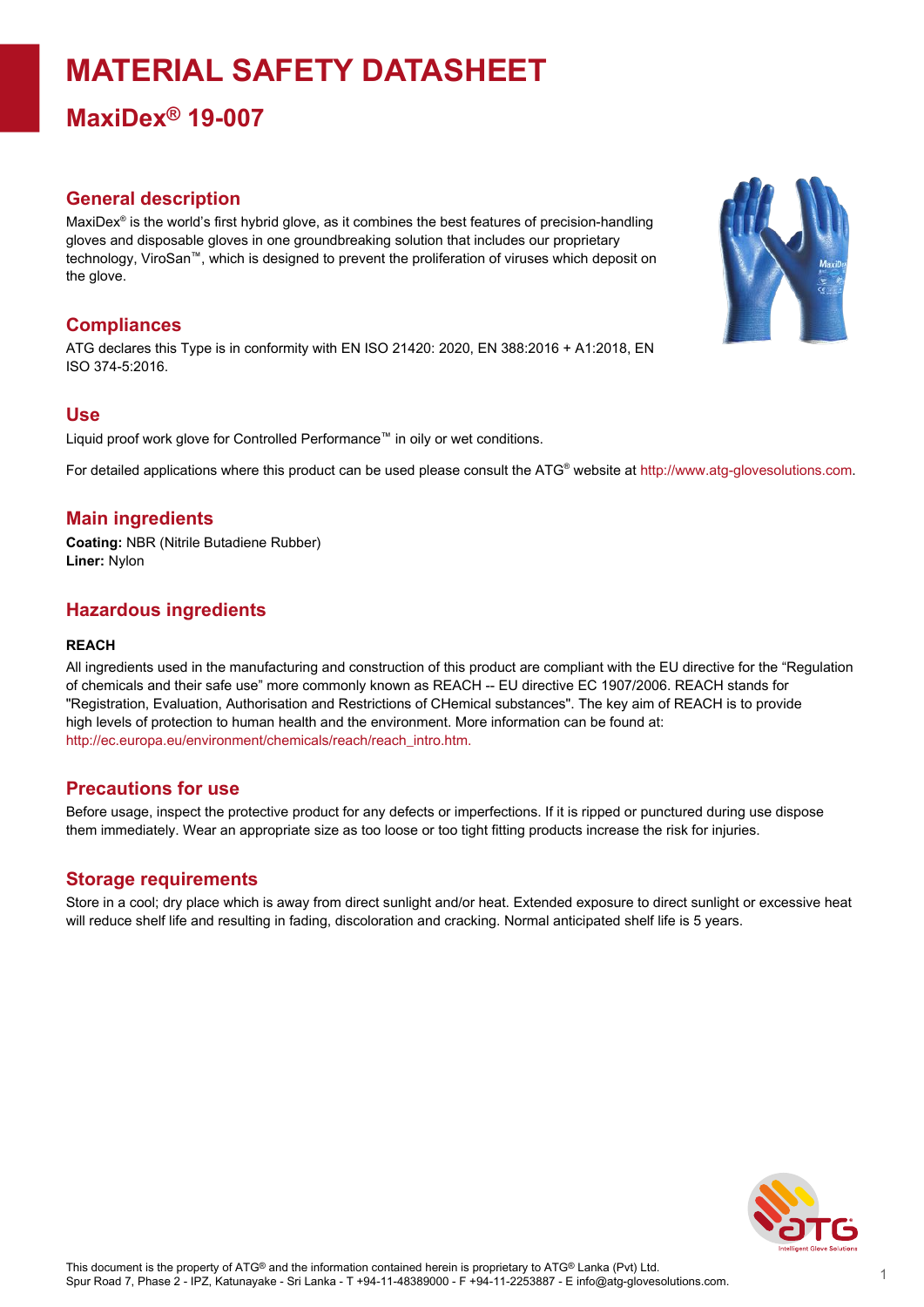# MATERIAL SAFETY DATASHEET

## MaxiDex® 19-007

### General description

MaxiDex® is the world's first hybrid glove, as it combines the best features of precision-handling gloves and disposable gloves in one groundbreaking solution that includes our proprietary technology, ViroSan™, which is designed to prevent the proliferation of viruses which deposit on the glove.

### Compliances

ATG declares this Type is in conformity with EN ISO 21420: 2020, EN 388:2016 + A1:2018, EN ISO 374-5:2016.

### Use

Liquid proof work glove for Controlled Performance™ in oily or wet conditions.

For detailed applications where this product can be used please consult the ATG® website at http://www.atg-glovesolutions.com.

### Main ingredients

**Coating:** NBR (Nitrile Butadiene Rubber)
**Liner:** Nylon

### Hazardous ingredients

**REACH**

All ingredients used in the manufacturing and construction of this product are compliant with the EU directive for the "Regulation of chemicals and their safe use" more commonly known as REACH -- EU directive EC 1907/2006. REACH stands for "Registration, Evaluation, Authorisation and Restrictions of CHemical substances". The key aim of REACH is to provide high levels of protection to human health and the environment. More information can be found at: http://ec.europa.eu/environment/chemicals/reach/reach_intro.htm.

### Precautions for use

Before usage, inspect the protective product for any defects or imperfections. If it is ripped or punctured during use dispose them immediately. Wear an appropriate size as too loose or too tight fitting products increase the risk for injuries.

### Storage requirements

Store in a cool; dry place which is away from direct sunlight and/or heat. Extended exposure to direct sunlight or excessive heat will reduce shelf life and resulting in fading, discoloration and cracking. Normal anticipated shelf life is 5 years.

This document is the property of ATG® and the information contained herein is proprietary to ATG® Lanka (Pvt) Ltd.
Spur Road 7, Phase 2 - IPZ, Katunayake - Sri Lanka - T +94-11-48389000 - F +94-11-2253887 - E info@atg-glovesolutions.com.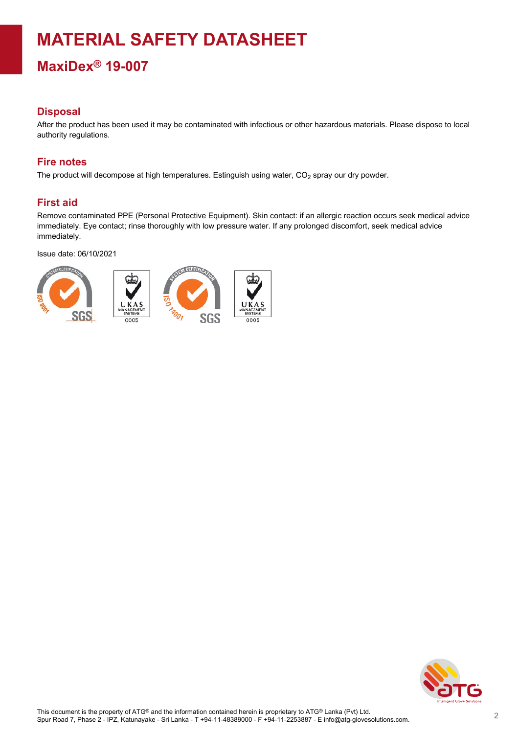# MATERIAL SAFETY DATASHEET

## MaxiDex® 19-007

### Disposal

After the product has been used it may be contaminated with infectious or other hazardous materials. Please dispose to local authority regulations.

### Fire notes

The product will decompose at high temperatures. Estinguish using water, $CO_2$ spray our dry powder.

### First aid

Remove contaminated PPE (Personal Protective Equipment). Skin contact: if an allergic reaction occurs seek medical advice immediately. Eye contact; rinse thoroughly with low pressure water. If any prolonged discomfort, seek medical advice immediately.

Issue date: 06/10/2021

This document is the property of ATG® and the information contained herein is proprietary to ATG® Lanka (Pvt) Ltd.
Spur Road 7, Phase 2 - IPZ, Katunayake - Sri Lanka - T +94-11-48389000 - F +94-11-2253887 - E info@atg-glovesolutions.com.